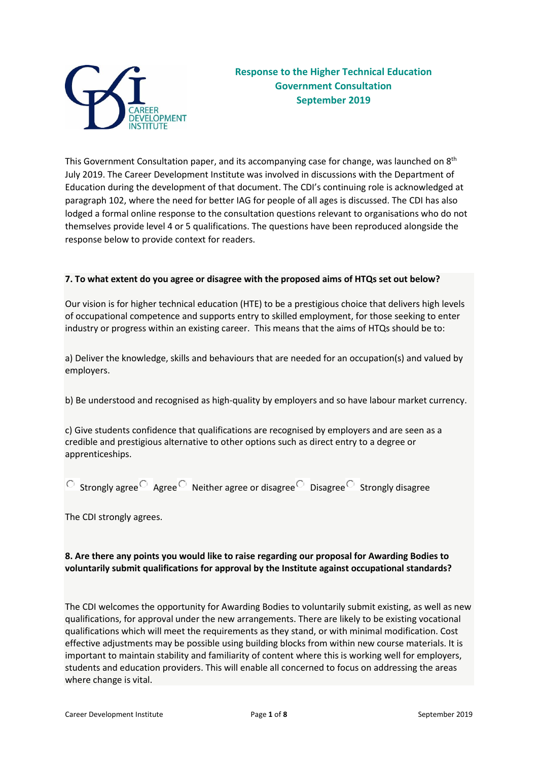# Response to the Higher Technical Education Government Consultation September 2019

This Government Consultation paper, and its accompanying case for change, was launched on 8th July 2019. The Career Development Institute was involved in discussions with the Department of Education during the development of that document. The CDI's continuing role is acknowledged at paragraph 102, where the need for better IAG for people of all ages is discussed. The CDI has also lodged a formal online response to the consultation questions relevant to organisations who do not themselves provide level 4 or 5 qualifications. The questions have been reproduced alongside the response below to provide context for readers.

**7. To what extent do you agree or disagree with the proposed aims of HTQs set out below?**

Our vision is for higher technical education (HTE) to be a prestigious choice that delivers high levels of occupational competence and supports entry to skilled employment, for those seeking to enter industry or progress within an existing career. This means that the aims of HTQs should be to:

a) Deliver the knowledge, skills and behaviours that are needed for an occupation(s) and valued by employers.

b) Be understood and recognised as high-quality by employers and so have labour market currency.

c) Give students confidence that qualifications are recognised by employers and are seen as a credible and prestigious alternative to other options such as direct entry to a degree or apprenticeships.

○ Strongly agree ○ Agree ○ Neither agree or disagree ○ Disagree ○ Strongly disagree

The CDI strongly agrees.

**8. Are there any points you would like to raise regarding our proposal for Awarding Bodies to voluntarily submit qualifications for approval by the Institute against occupational standards?**

The CDI welcomes the opportunity for Awarding Bodies to voluntarily submit existing, as well as new qualifications, for approval under the new arrangements. There are likely to be existing vocational qualifications which will meet the requirements as they stand, or with minimal modification. Cost effective adjustments may be possible using building blocks from within new course materials. It is important to maintain stability and familiarity of content where this is working well for employers, students and education providers. This will enable all concerned to focus on addressing the areas where change is vital.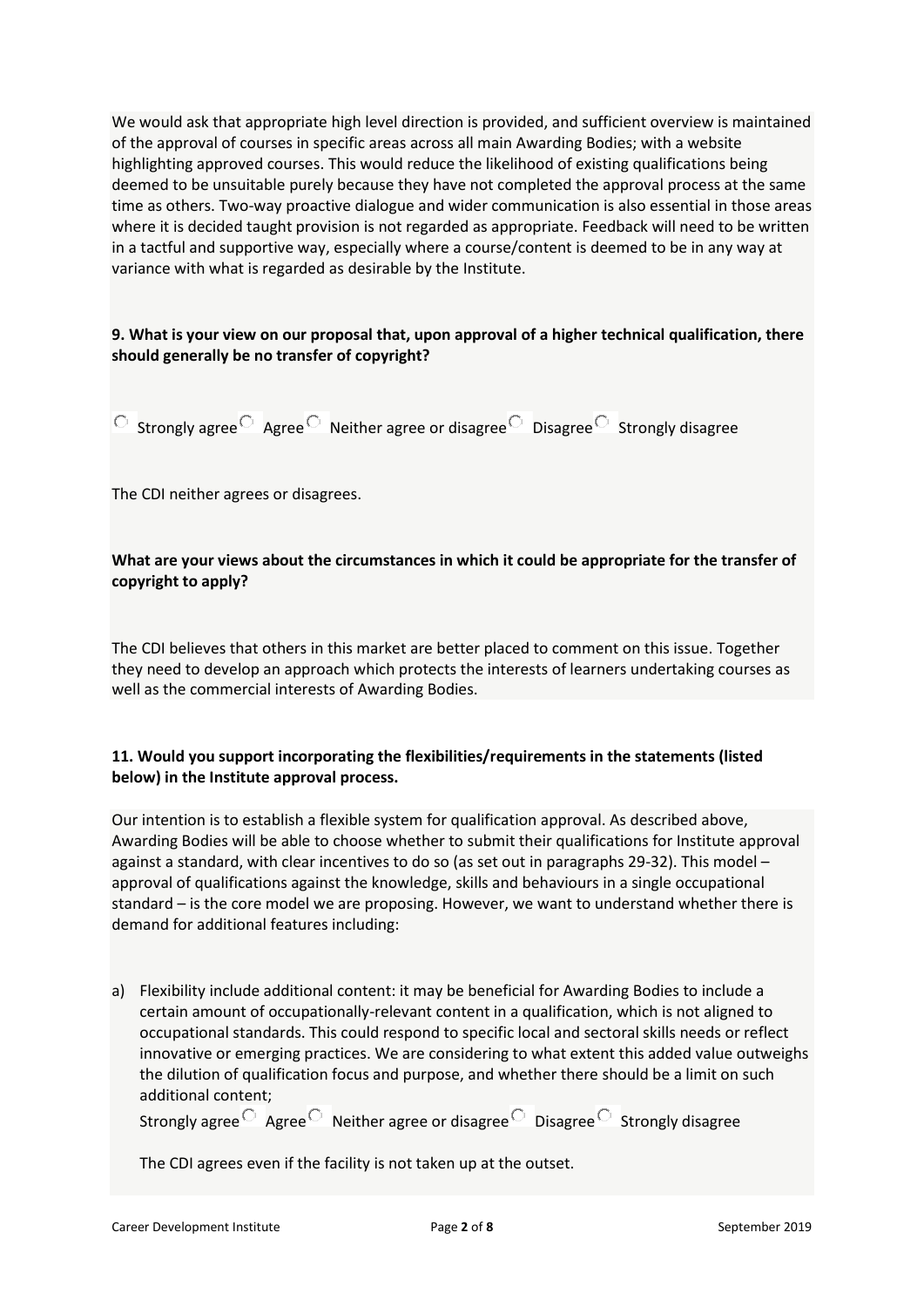We would ask that appropriate high level direction is provided, and sufficient overview is maintained of the approval of courses in specific areas across all main Awarding Bodies; with a website highlighting approved courses. This would reduce the likelihood of existing qualifications being deemed to be unsuitable purely because they have not completed the approval process at the same time as others. Two-way proactive dialogue and wider communication is also essential in those areas where it is decided taught provision is not regarded as appropriate. Feedback will need to be written in a tactful and supportive way, especially where a course/content is deemed to be in any way at variance with what is regarded as desirable by the Institute.

**9. What is your view on our proposal that, upon approval of a higher technical qualification, there should generally be no transfer of copyright?**

○ Strongly agree ○ Agree ○ Neither agree or disagree ○ Disagree ○ Strongly disagree

The CDI neither agrees or disagrees.

**What are your views about the circumstances in which it could be appropriate for the transfer of copyright to apply?**

The CDI believes that others in this market are better placed to comment on this issue. Together they need to develop an approach which protects the interests of learners undertaking courses as well as the commercial interests of Awarding Bodies.

**11. Would you support incorporating the flexibilities/requirements in the statements (listed below) in the Institute approval process.**

Our intention is to establish a flexible system for qualification approval. As described above, Awarding Bodies will be able to choose whether to submit their qualifications for Institute approval against a standard, with clear incentives to do so (as set out in paragraphs 29-32). This model – approval of qualifications against the knowledge, skills and behaviours in a single occupational standard – is the core model we are proposing. However, we want to understand whether there is demand for additional features including:

a) Flexibility include additional content: it may be beneficial for Awarding Bodies to include a certain amount of occupationally-relevant content in a qualification, which is not aligned to occupational standards. This could respond to specific local and sectoral skills needs or reflect innovative or emerging practices. We are considering to what extent this added value outweighs the dilution of qualification focus and purpose, and whether there should be a limit on such additional content;

   Strongly agree ○ Agree ○ Neither agree or disagree ○ Disagree ○ Strongly disagree

   The CDI agrees even if the facility is not taken up at the outset.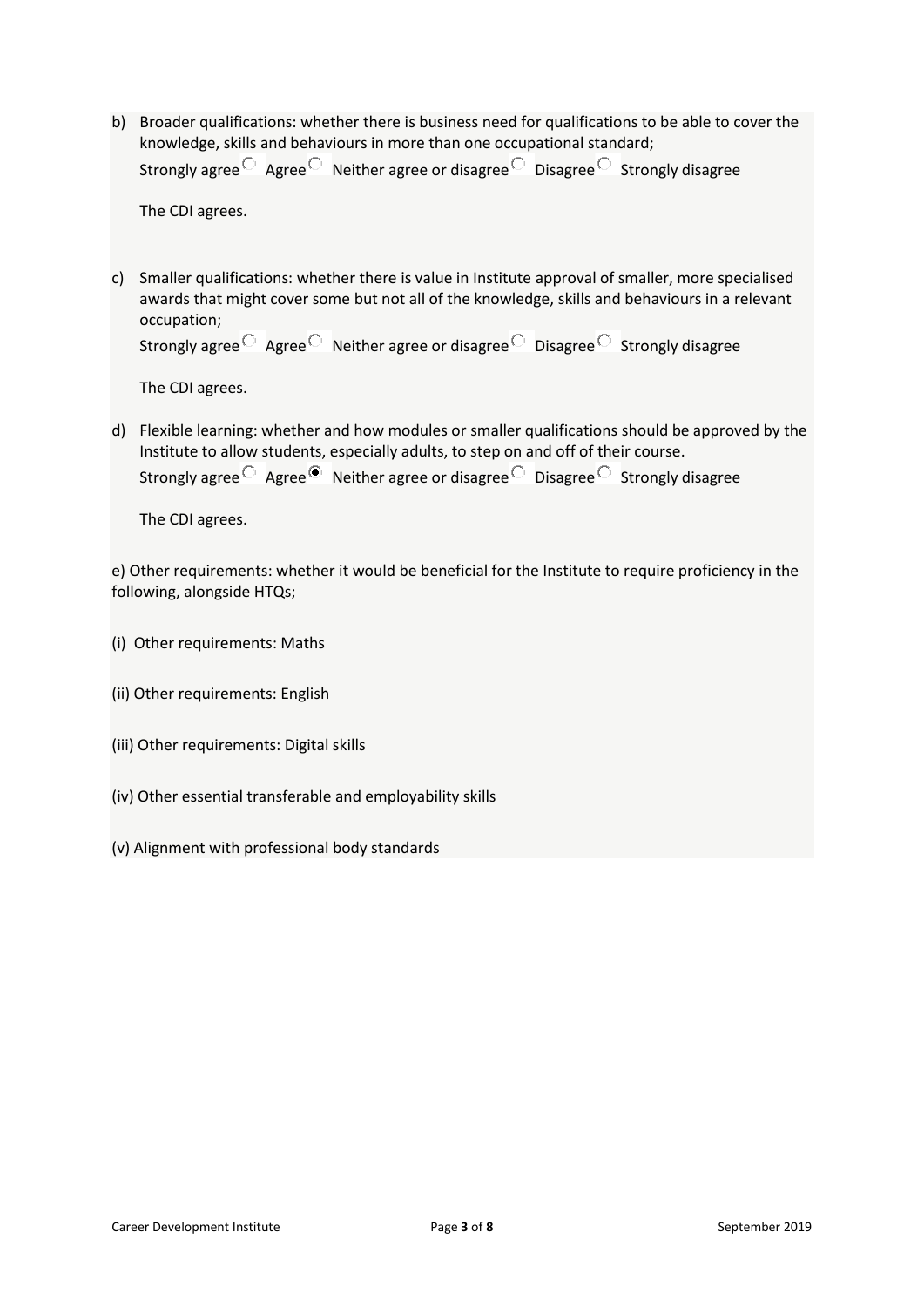b) Broader qualifications: whether there is business need for qualifications to be able to cover the knowledge, skills and behaviours in more than one occupational standard;
Strongly agree ○ Agree ○ Neither agree or disagree ○ Disagree ○ Strongly disagree

The CDI agrees.

c) Smaller qualifications: whether there is value in Institute approval of smaller, more specialised awards that might cover some but not all of the knowledge, skills and behaviours in a relevant occupation;
Strongly agree ○ Agree ○ Neither agree or disagree ○ Disagree ○ Strongly disagree

The CDI agrees.

d) Flexible learning: whether and how modules or smaller qualifications should be approved by the Institute to allow students, especially adults, to step on and off of their course.
Strongly agree ○ Agree ◉ Neither agree or disagree ○ Disagree ○ Strongly disagree

The CDI agrees.

e) Other requirements: whether it would be beneficial for the Institute to require proficiency in the following, alongside HTQs;

(i) Other requirements: Maths

(ii) Other requirements: English

(iii) Other requirements: Digital skills

(iv) Other essential transferable and employability skills

(v) Alignment with professional body standards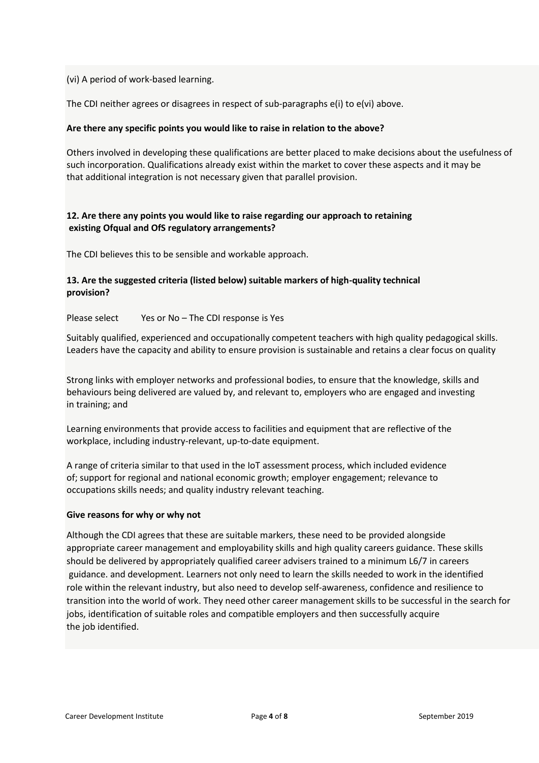(vi) A period of work-based learning.

The CDI neither agrees or disagrees in respect of sub-paragraphs e(i) to e(vi) above.

**Are there any specific points you would like to raise in relation to the above?**

Others involved in developing these qualifications are better placed to make decisions about the usefulness of such incorporation. Qualifications already exist within the market to cover these aspects and it may be that additional integration is not necessary given that parallel provision.

**12. Are there any points you would like to raise regarding our approach to retaining existing Ofqual and OfS regulatory arrangements?**

The CDI believes this to be sensible and workable approach.

**13. Are the suggested criteria (listed below) suitable markers of high-quality technical provision?**

Please select Yes or No – The CDI response is Yes

Suitably qualified, experienced and occupationally competent teachers with high quality pedagogical skills. Leaders have the capacity and ability to ensure provision is sustainable and retains a clear focus on quality

Strong links with employer networks and professional bodies, to ensure that the knowledge, skills and behaviours being delivered are valued by, and relevant to, employers who are engaged and investing in training; and

Learning environments that provide access to facilities and equipment that are reflective of the workplace, including industry-relevant, up-to-date equipment.

A range of criteria similar to that used in the IoT assessment process, which included evidence of; support for regional and national economic growth; employer engagement; relevance to occupations skills needs; and quality industry relevant teaching.

**Give reasons for why or why not**

Although the CDI agrees that these are suitable markers, these need to be provided alongside appropriate career management and employability skills and high quality careers guidance. These skills should be delivered by appropriately qualified career advisers trained to a minimum L6/7 in careers guidance. and development. Learners not only need to learn the skills needed to work in the identified role within the relevant industry, but also need to develop self-awareness, confidence and resilience to transition into the world of work. They need other career management skills to be successful in the search for jobs, identification of suitable roles and compatible employers and then successfully acquire the job identified.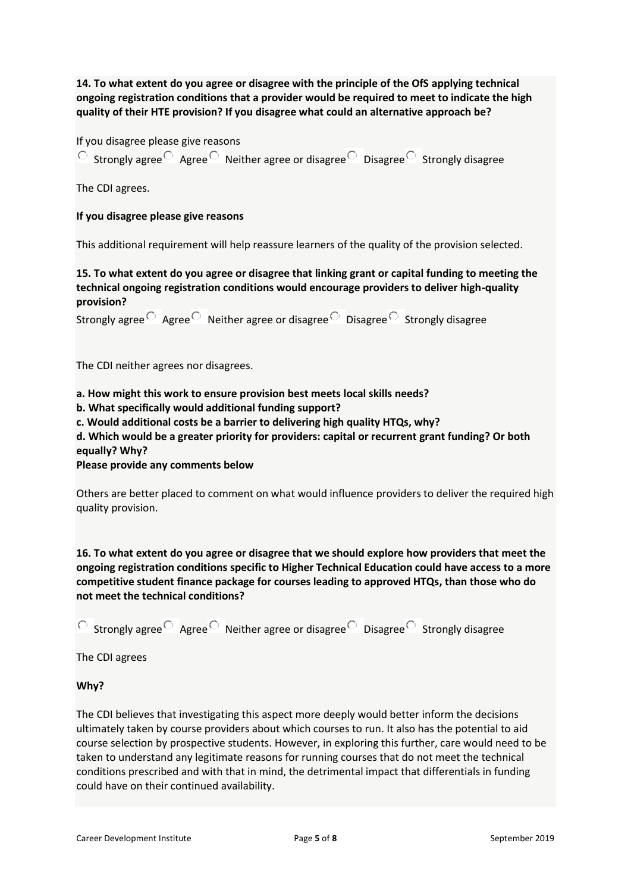**14. To what extent do you agree or disagree with the principle of the OfS applying technical ongoing registration conditions that a provider would be required to meet to indicate the high quality of their HTE provision? If you disagree what could an alternative approach be?**

If you disagree please give reasons

○ Strongly agree ○ Agree ○ Neither agree or disagree ○ Disagree ○ Strongly disagree

The CDI agrees.

**If you disagree please give reasons**

This additional requirement will help reassure learners of the quality of the provision selected.

**15. To what extent do you agree or disagree that linking grant or capital funding to meeting the technical ongoing registration conditions would encourage providers to deliver high-quality provision?**

Strongly agree ○ Agree ○ Neither agree or disagree ○ Disagree ○ Strongly disagree

The CDI neither agrees nor disagrees.

**a. How might this work to ensure provision best meets local skills needs?**
**b. What specifically would additional funding support?**
**c. Would additional costs be a barrier to delivering high quality HTQs, why?**
**d. Which would be a greater priority for providers: capital or recurrent grant funding? Or both equally? Why?**
**Please provide any comments below**

Others are better placed to comment on what would influence providers to deliver the required high quality provision.

**16. To what extent do you agree or disagree that we should explore how providers that meet the ongoing registration conditions specific to Higher Technical Education could have access to a more competitive student finance package for courses leading to approved HTQs, than those who do not meet the technical conditions?**

○ Strongly agree ○ Agree ○ Neither agree or disagree ○ Disagree ○ Strongly disagree

The CDI agrees

**Why?**

The CDI believes that investigating this aspect more deeply would better inform the decisions ultimately taken by course providers about which courses to run. It also has the potential to aid course selection by prospective students. However, in exploring this further, care would need to be taken to understand any legitimate reasons for running courses that do not meet the technical conditions prescribed and with that in mind, the detrimental impact that differentials in funding could have on their continued availability.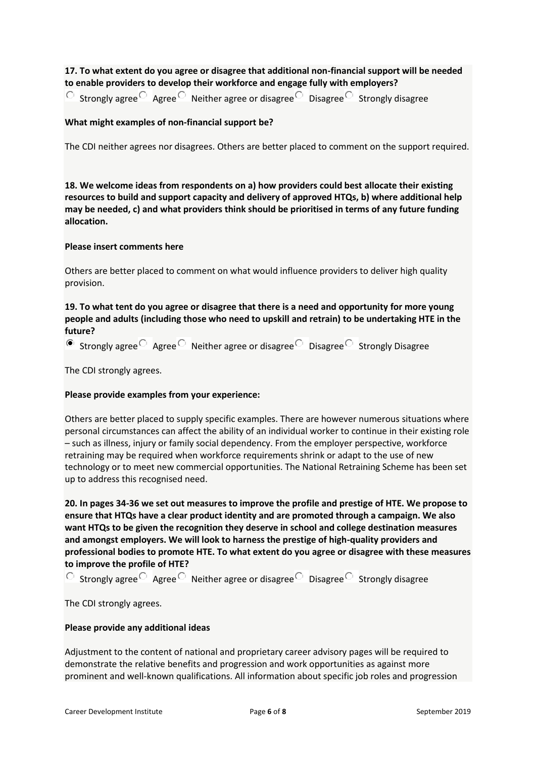**17. To what extent do you agree or disagree that additional non-financial support will be needed to enable providers to develop their workforce and engage fully with employers?**

○ Strongly agree ○ Agree ○ Neither agree or disagree ○ Disagree ○ Strongly disagree

**What might examples of non-financial support be?**

The CDI neither agrees nor disagrees. Others are better placed to comment on the support required.

**18. We welcome ideas from respondents on a) how providers could best allocate their existing resources to build and support capacity and delivery of approved HTQs, b) where additional help may be needed, c) and what providers think should be prioritised in terms of any future funding allocation.**

**Please insert comments here**

Others are better placed to comment on what would influence providers to deliver high quality provision.

**19. To what tent do you agree or disagree that there is a need and opportunity for more young people and adults (including those who need to upskill and retrain) to be undertaking HTE in the future?**

◉ Strongly agree ○ Agree ○ Neither agree or disagree ○ Disagree ○ Strongly Disagree

The CDI strongly agrees.

**Please provide examples from your experience:**

Others are better placed to supply specific examples. There are however numerous situations where personal circumstances can affect the ability of an individual worker to continue in their existing role – such as illness, injury or family social dependency. From the employer perspective, workforce retraining may be required when workforce requirements shrink or adapt to the use of new technology or to meet new commercial opportunities. The National Retraining Scheme has been set up to address this recognised need.

**20. In pages 34-36 we set out measures to improve the profile and prestige of HTE. We propose to ensure that HTQs have a clear product identity and are promoted through a campaign. We also want HTQs to be given the recognition they deserve in school and college destination measures and amongst employers. We will look to harness the prestige of high-quality providers and professional bodies to promote HTE. To what extent do you agree or disagree with these measures to improve the profile of HTE?**

○ Strongly agree ○ Agree ○ Neither agree or disagree ○ Disagree ○ Strongly disagree

The CDI strongly agrees.

**Please provide any additional ideas**

Adjustment to the content of national and proprietary career advisory pages will be required to demonstrate the relative benefits and progression and work opportunities as against more prominent and well-known qualifications. All information about specific job roles and progression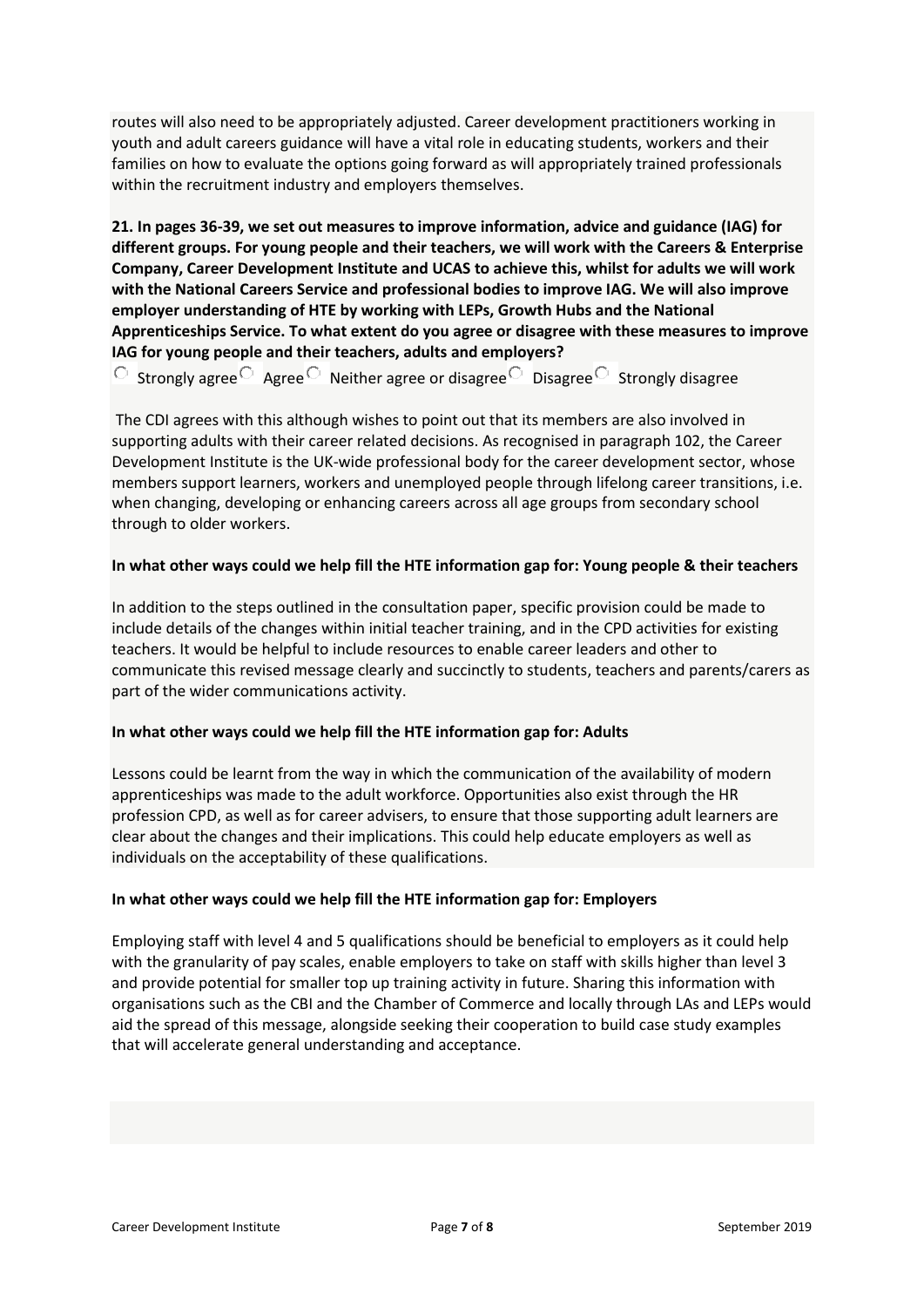routes will also need to be appropriately adjusted. Career development practitioners working in youth and adult careers guidance will have a vital role in educating students, workers and their families on how to evaluate the options going forward as will appropriately trained professionals within the recruitment industry and employers themselves.

**21. In pages 36-39, we set out measures to improve information, advice and guidance (IAG) for different groups. For young people and their teachers, we will work with the Careers & Enterprise Company, Career Development Institute and UCAS to achieve this, whilst for adults we will work with the National Careers Service and professional bodies to improve IAG. We will also improve employer understanding of HTE by working with LEPs, Growth Hubs and the National Apprenticeships Service. To what extent do you agree or disagree with these measures to improve IAG for young people and their teachers, adults and employers?**

○ Strongly agree ○ Agree ○ Neither agree or disagree ○ Disagree ○ Strongly disagree

The CDI agrees with this although wishes to point out that its members are also involved in supporting adults with their career related decisions. As recognised in paragraph 102, the Career Development Institute is the UK-wide professional body for the career development sector, whose members support learners, workers and unemployed people through lifelong career transitions, i.e. when changing, developing or enhancing careers across all age groups from secondary school through to older workers.

**In what other ways could we help fill the HTE information gap for: Young people & their teachers**

In addition to the steps outlined in the consultation paper, specific provision could be made to include details of the changes within initial teacher training, and in the CPD activities for existing teachers. It would be helpful to include resources to enable career leaders and other to communicate this revised message clearly and succinctly to students, teachers and parents/carers as part of the wider communications activity.

**In what other ways could we help fill the HTE information gap for: Adults**

Lessons could be learnt from the way in which the communication of the availability of modern apprenticeships was made to the adult workforce. Opportunities also exist through the HR profession CPD, as well as for career advisers, to ensure that those supporting adult learners are clear about the changes and their implications. This could help educate employers as well as individuals on the acceptability of these qualifications.

**In what other ways could we help fill the HTE information gap for: Employers**

Employing staff with level 4 and 5 qualifications should be beneficial to employers as it could help with the granularity of pay scales, enable employers to take on staff with skills higher than level 3 and provide potential for smaller top up training activity in future. Sharing this information with organisations such as the CBI and the Chamber of Commerce and locally through LAs and LEPs would aid the spread of this message, alongside seeking their cooperation to build case study examples that will accelerate general understanding and acceptance.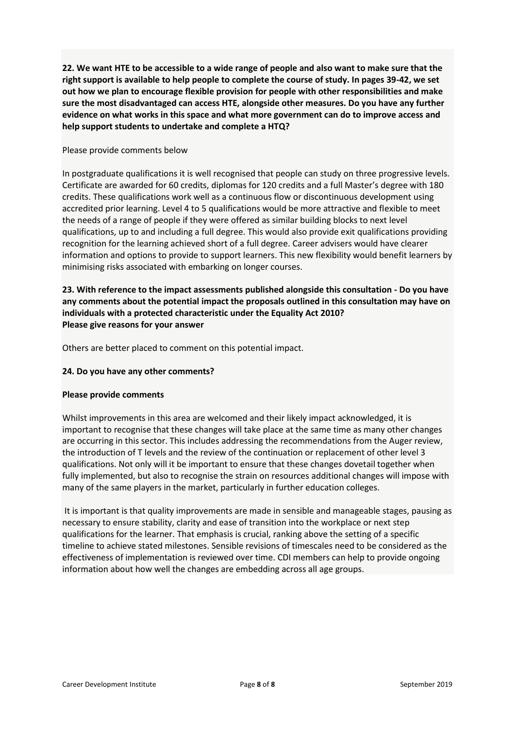**22. We want HTE to be accessible to a wide range of people and also want to make sure that the right support is available to help people to complete the course of study. In pages 39-42, we set out how we plan to encourage flexible provision for people with other responsibilities and make sure the most disadvantaged can access HTE, alongside other measures. Do you have any further evidence on what works in this space and what more government can do to improve access and help support students to undertake and complete a HTQ?**

Please provide comments below

In postgraduate qualifications it is well recognised that people can study on three progressive levels. Certificate are awarded for 60 credits, diplomas for 120 credits and a full Master's degree with 180 credits. These qualifications work well as a continuous flow or discontinuous development using accredited prior learning. Level 4 to 5 qualifications would be more attractive and flexible to meet the needs of a range of people if they were offered as similar building blocks to next level qualifications, up to and including a full degree. This would also provide exit qualifications providing recognition for the learning achieved short of a full degree. Career advisers would have clearer information and options to provide to support learners. This new flexibility would benefit learners by minimising risks associated with embarking on longer courses.

**23. With reference to the impact assessments published alongside this consultation - Do you have any comments about the potential impact the proposals outlined in this consultation may have on individuals with a protected characteristic under the Equality Act 2010?**
**Please give reasons for your answer**

Others are better placed to comment on this potential impact.

**24. Do you have any other comments?**

**Please provide comments**

Whilst improvements in this area are welcomed and their likely impact acknowledged, it is important to recognise that these changes will take place at the same time as many other changes are occurring in this sector. This includes addressing the recommendations from the Auger review, the introduction of T levels and the review of the continuation or replacement of other level 3 qualifications. Not only will it be important to ensure that these changes dovetail together when fully implemented, but also to recognise the strain on resources additional changes will impose with many of the same players in the market, particularly in further education colleges.

It is important is that quality improvements are made in sensible and manageable stages, pausing as necessary to ensure stability, clarity and ease of transition into the workplace or next step qualifications for the learner. That emphasis is crucial, ranking above the setting of a specific timeline to achieve stated milestones. Sensible revisions of timescales need to be considered as the effectiveness of implementation is reviewed over time. CDI members can help to provide ongoing information about how well the changes are embedding across all age groups.